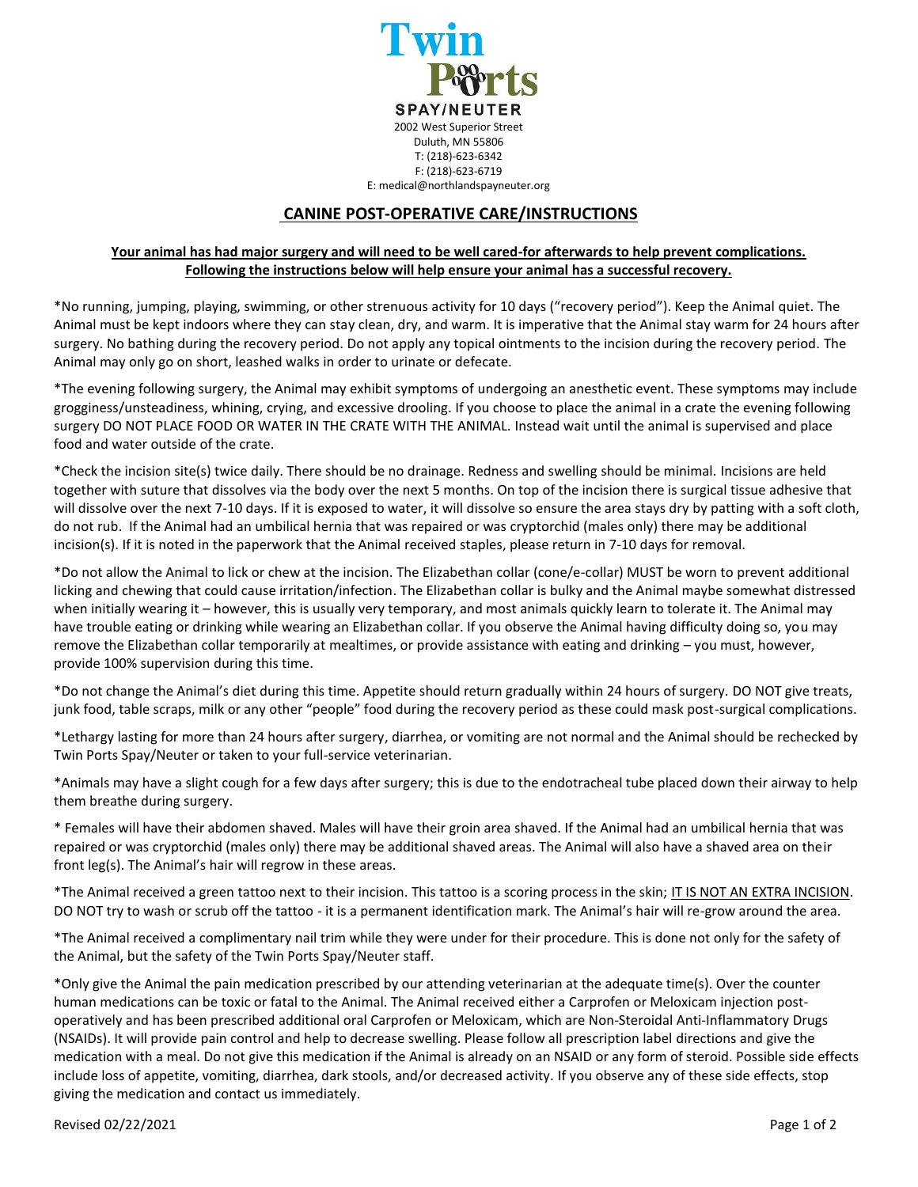**Twin Ports**

**SPAY/NEUTER**

2002 West Superior Street
Duluth, MN 55806
T: (218)-623-6342
F: (218)-623-6719
E: medical@northlandspayneuter.org

# CANINE POST-OPERATIVE CARE/INSTRUCTIONS

**Your animal has had major surgery and will need to be well cared-for afterwards to help prevent complications. Following the instructions below will help ensure your animal has a successful recovery.**

*No running, jumping, playing, swimming, or other strenuous activity for 10 days ("recovery period"). Keep the Animal quiet. The Animal must be kept indoors where they can stay clean, dry, and warm. It is imperative that the Animal stay warm for 24 hours after surgery. No bathing during the recovery period. Do not apply any topical ointments to the incision during the recovery period. The Animal may only go on short, leashed walks in order to urinate or defecate.

*The evening following surgery, the Animal may exhibit symptoms of undergoing an anesthetic event. These symptoms may include grogginess/unsteadiness, whining, crying, and excessive drooling. If you choose to place the animal in a crate the evening following surgery DO NOT PLACE FOOD OR WATER IN THE CRATE WITH THE ANIMAL. Instead wait until the animal is supervised and place food and water outside of the crate.

*Check the incision site(s) twice daily. There should be no drainage. Redness and swelling should be minimal. Incisions are held together with suture that dissolves via the body over the next 5 months. On top of the incision there is surgical tissue adhesive that will dissolve over the next 7-10 days. If it is exposed to water, it will dissolve so ensure the area stays dry by patting with a soft cloth, do not rub. If the Animal had an umbilical hernia that was repaired or was cryptorchid (males only) there may be additional incision(s). If it is noted in the paperwork that the Animal received staples, please return in 7-10 days for removal.

*Do not allow the Animal to lick or chew at the incision. The Elizabethan collar (cone/e-collar) MUST be worn to prevent additional licking and chewing that could cause irritation/infection. The Elizabethan collar is bulky and the Animal maybe somewhat distressed when initially wearing it – however, this is usually very temporary, and most animals quickly learn to tolerate it. The Animal may have trouble eating or drinking while wearing an Elizabethan collar. If you observe the Animal having difficulty doing so, you may remove the Elizabethan collar temporarily at mealtimes, or provide assistance with eating and drinking – you must, however, provide 100% supervision during this time.

*Do not change the Animal's diet during this time. Appetite should return gradually within 24 hours of surgery. DO NOT give treats, junk food, table scraps, milk or any other "people" food during the recovery period as these could mask post-surgical complications.

*Lethargy lasting for more than 24 hours after surgery, diarrhea, or vomiting are not normal and the Animal should be rechecked by Twin Ports Spay/Neuter or taken to your full-service veterinarian.

*Animals may have a slight cough for a few days after surgery; this is due to the endotracheal tube placed down their airway to help them breathe during surgery.

* Females will have their abdomen shaved. Males will have their groin area shaved. If the Animal had an umbilical hernia that was repaired or was cryptorchid (males only) there may be additional shaved areas. The Animal will also have a shaved area on their front leg(s). The Animal's hair will regrow in these areas.

*The Animal received a green tattoo next to their incision. This tattoo is a scoring process in the skin; <u>IT IS NOT AN EXTRA INCISION</u>. DO NOT try to wash or scrub off the tattoo - it is a permanent identification mark. The Animal's hair will re-grow around the area.

*The Animal received a complimentary nail trim while they were under for their procedure. This is done not only for the safety of the Animal, but the safety of the Twin Ports Spay/Neuter staff.

*Only give the Animal the pain medication prescribed by our attending veterinarian at the adequate time(s). Over the counter human medications can be toxic or fatal to the Animal. The Animal received either a Carprofen or Meloxicam injection post-operatively and has been prescribed additional oral Carprofen or Meloxicam, which are Non-Steroidal Anti-Inflammatory Drugs (NSAIDs). It will provide pain control and help to decrease swelling. Please follow all prescription label directions and give the medication with a meal. Do not give this medication if the Animal is already on an NSAID or any form of steroid. Possible side effects include loss of appetite, vomiting, diarrhea, dark stools, and/or decreased activity. If you observe any of these side effects, stop giving the medication and contact us immediately.

Revised 02/22/2021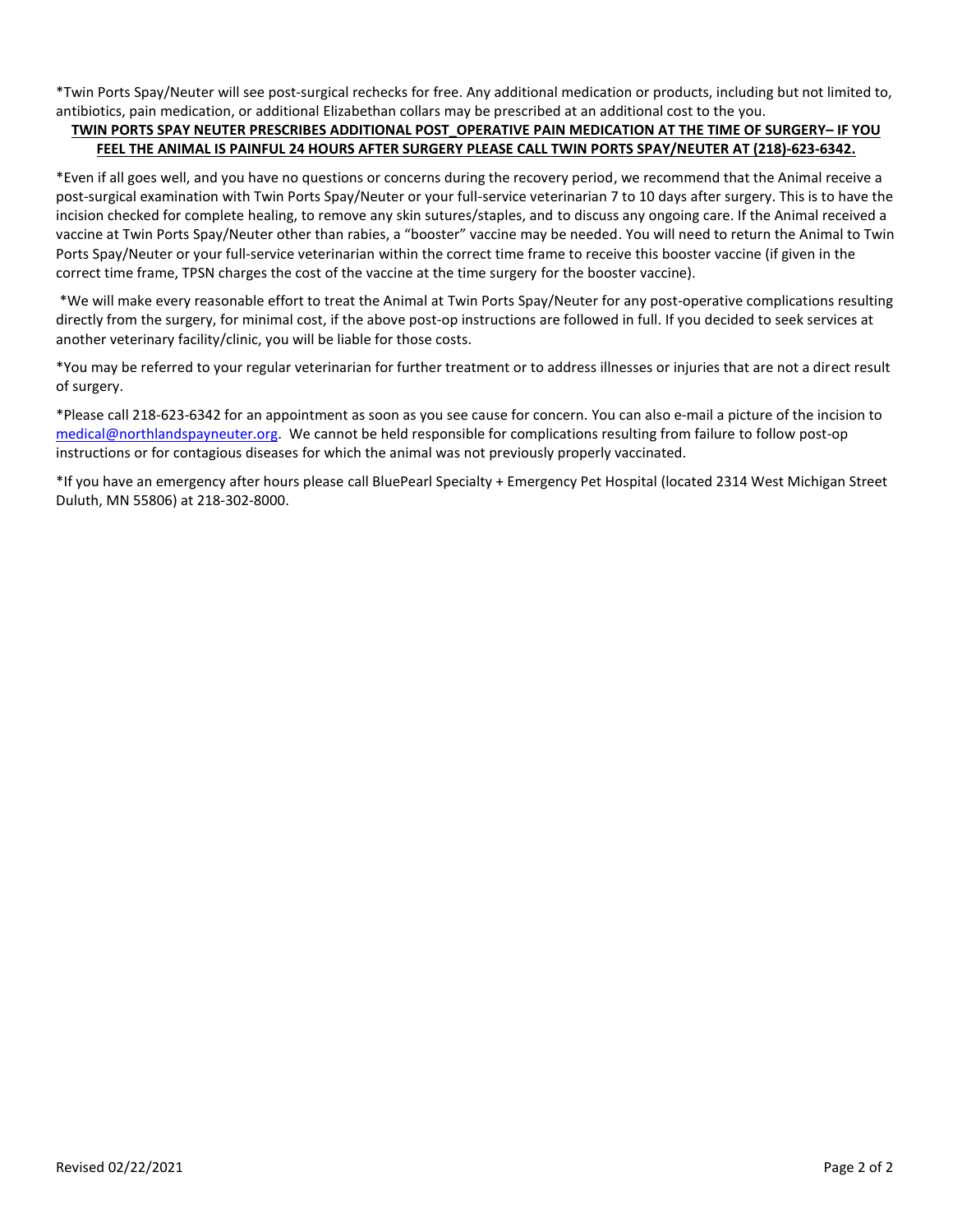*Twin Ports Spay/Neuter will see post-surgical rechecks for free. Any additional medication or products, including but not limited to, antibiotics, pain medication, or additional Elizabethan collars may be prescribed at an additional cost to the you.

**TWIN PORTS SPAY NEUTER PRESCRIBES ADDITIONAL POST_OPERATIVE PAIN MEDICATION AT THE TIME OF SURGERY– IF YOU FEEL THE ANIMAL IS PAINFUL 24 HOURS AFTER SURGERY PLEASE CALL TWIN PORTS SPAY/NEUTER AT (218)-623-6342.**

*Even if all goes well, and you have no questions or concerns during the recovery period, we recommend that the Animal receive a post-surgical examination with Twin Ports Spay/Neuter or your full-service veterinarian 7 to 10 days after surgery. This is to have the incision checked for complete healing, to remove any skin sutures/staples, and to discuss any ongoing care. If the Animal received a vaccine at Twin Ports Spay/Neuter other than rabies, a "booster" vaccine may be needed. You will need to return the Animal to Twin Ports Spay/Neuter or your full-service veterinarian within the correct time frame to receive this booster vaccine (if given in the correct time frame, TPSN charges the cost of the vaccine at the time surgery for the booster vaccine).

*We will make every reasonable effort to treat the Animal at Twin Ports Spay/Neuter for any post-operative complications resulting directly from the surgery, for minimal cost, if the above post-op instructions are followed in full. If you decided to seek services at another veterinary facility/clinic, you will be liable for those costs.

*You may be referred to your regular veterinarian for further treatment or to address illnesses or injuries that are not a direct result of surgery.

*Please call 218-623-6342 for an appointment as soon as you see cause for concern. You can also e-mail a picture of the incision to [medical@northlandspayneuter.org](mailto:medical@northlandspayneuter.org). We cannot be held responsible for complications resulting from failure to follow post-op instructions or for contagious diseases for which the animal was not previously properly vaccinated.

*If you have an emergency after hours please call BluePearl Specialty + Emergency Pet Hospital (located 2314 West Michigan Street Duluth, MN 55806) at 218-302-8000.

Revised 02/22/2021